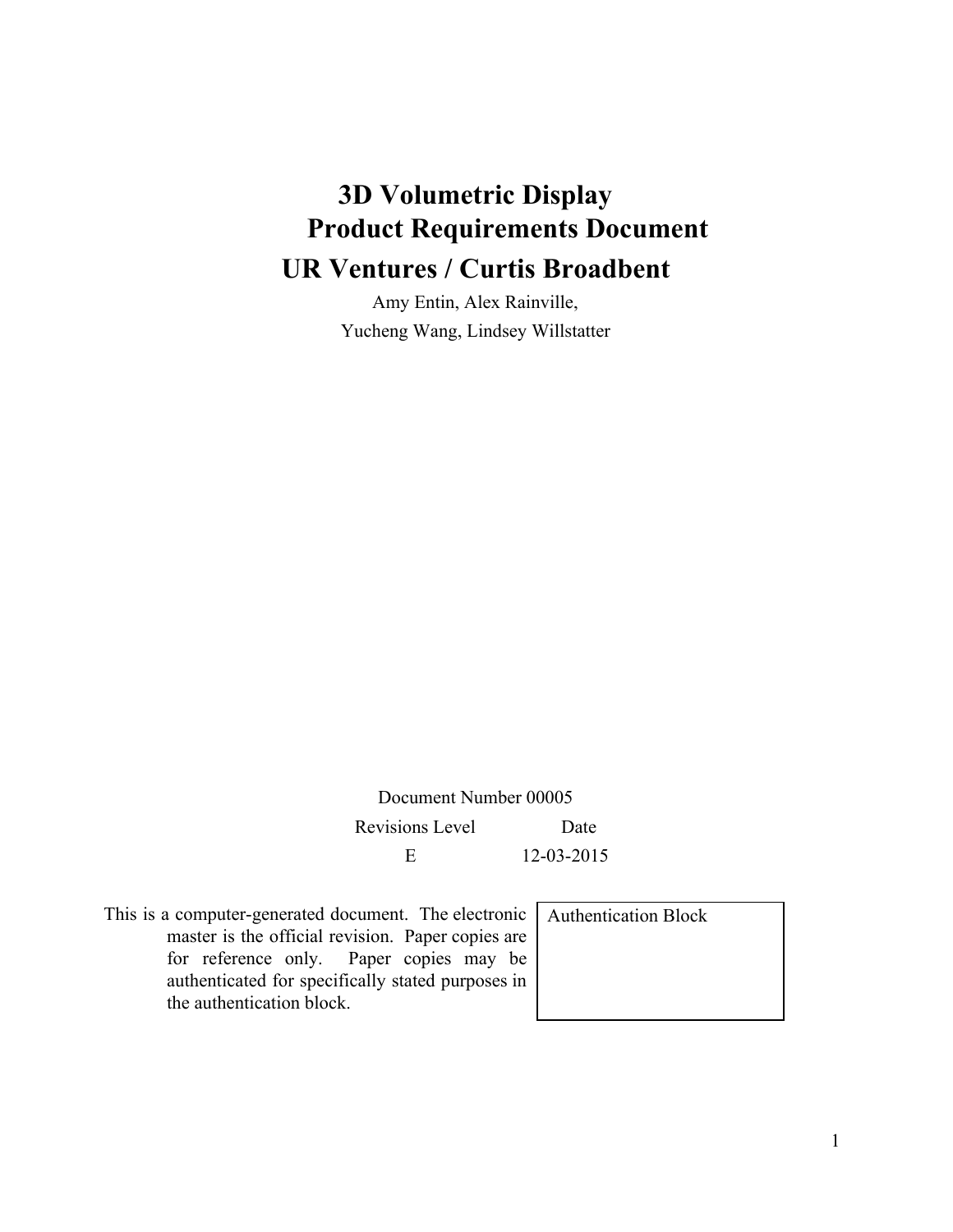# 3D Volumetric Display
# Product Requirements Document
## UR Ventures / Curtis Broadbent

Amy Entin, Alex Rainville,
Yucheng Wang, Lindsey Willstatter

Document Number 00005

| Revisions Level | Date |
|---|---|
| E | 12-03-2015 |

This is a computer-generated document. The electronic master is the official revision. Paper copies are for reference only. Paper copies may be authenticated for specifically stated purposes in the authentication block.

| Authentication Block |
|---|
| |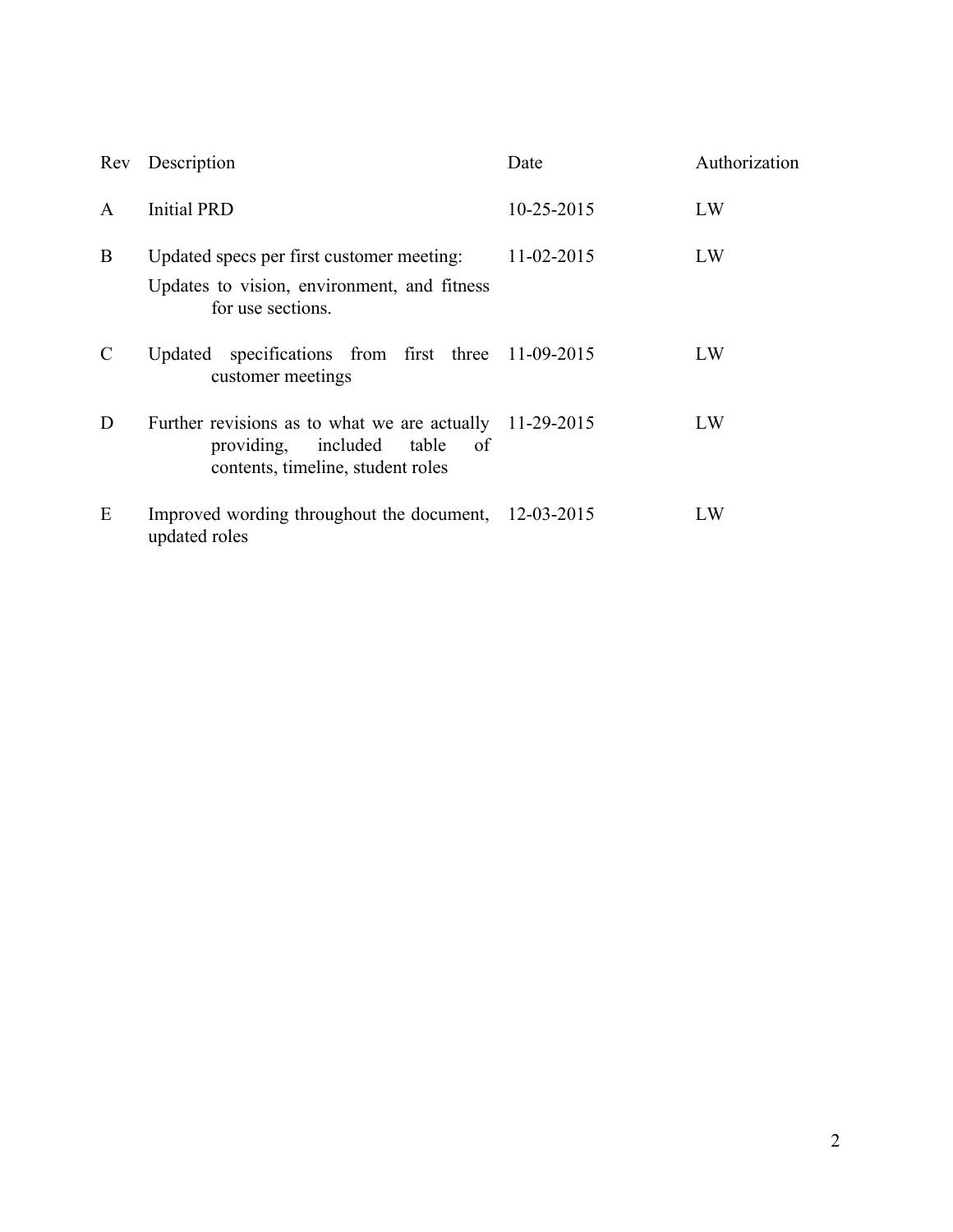| Rev | Description | Date | Authorization |
|---|---|---|---|
| A | Initial PRD | 10-25-2015 | LW |
| B | Updated specs per first customer meeting: Updates to vision, environment, and fitness for use sections. | 11-02-2015 | LW |
| C | Updated specifications from first three customer meetings | 11-09-2015 | LW |
| D | Further revisions as to what we are actually providing, included table of contents, timeline, student roles | 11-29-2015 | LW |
| E | Improved wording throughout the document, updated roles | 12-03-2015 | LW |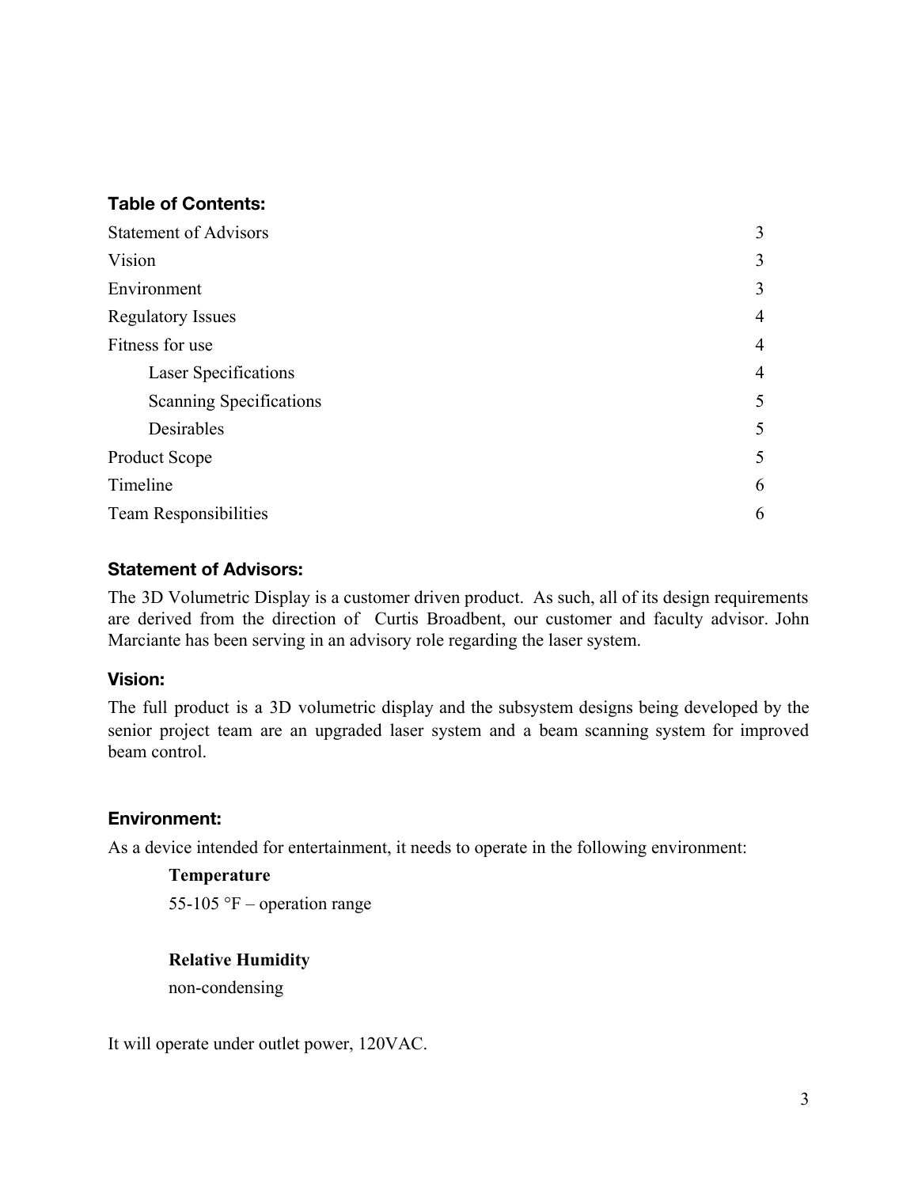### Table of Contents:

| | |
|---|---|
| Statement of Advisors | 3 |
| Vision | 3 |
| Environment | 3 |
| Regulatory Issues | 4 |
| Fitness for use | 4 |
| Laser Specifications | 4 |
| Scanning Specifications | 5 |
| Desirables | 5 |
| Product Scope | 5 |
| Timeline | 6 |
| Team Responsibilities | 6 |

### Statement of Advisors:

The 3D Volumetric Display is a customer driven product. As such, all of its design requirements are derived from the direction of Curtis Broadbent, our customer and faculty advisor. John Marciante has been serving in an advisory role regarding the laser system.

### Vision:

The full product is a 3D volumetric display and the subsystem designs being developed by the senior project team are an upgraded laser system and a beam scanning system for improved beam control.

### Environment:

As a device intended for entertainment, it needs to operate in the following environment:

**Temperature**

55-105 °F – operation range

**Relative Humidity**

non-condensing

It will operate under outlet power, 120VAC.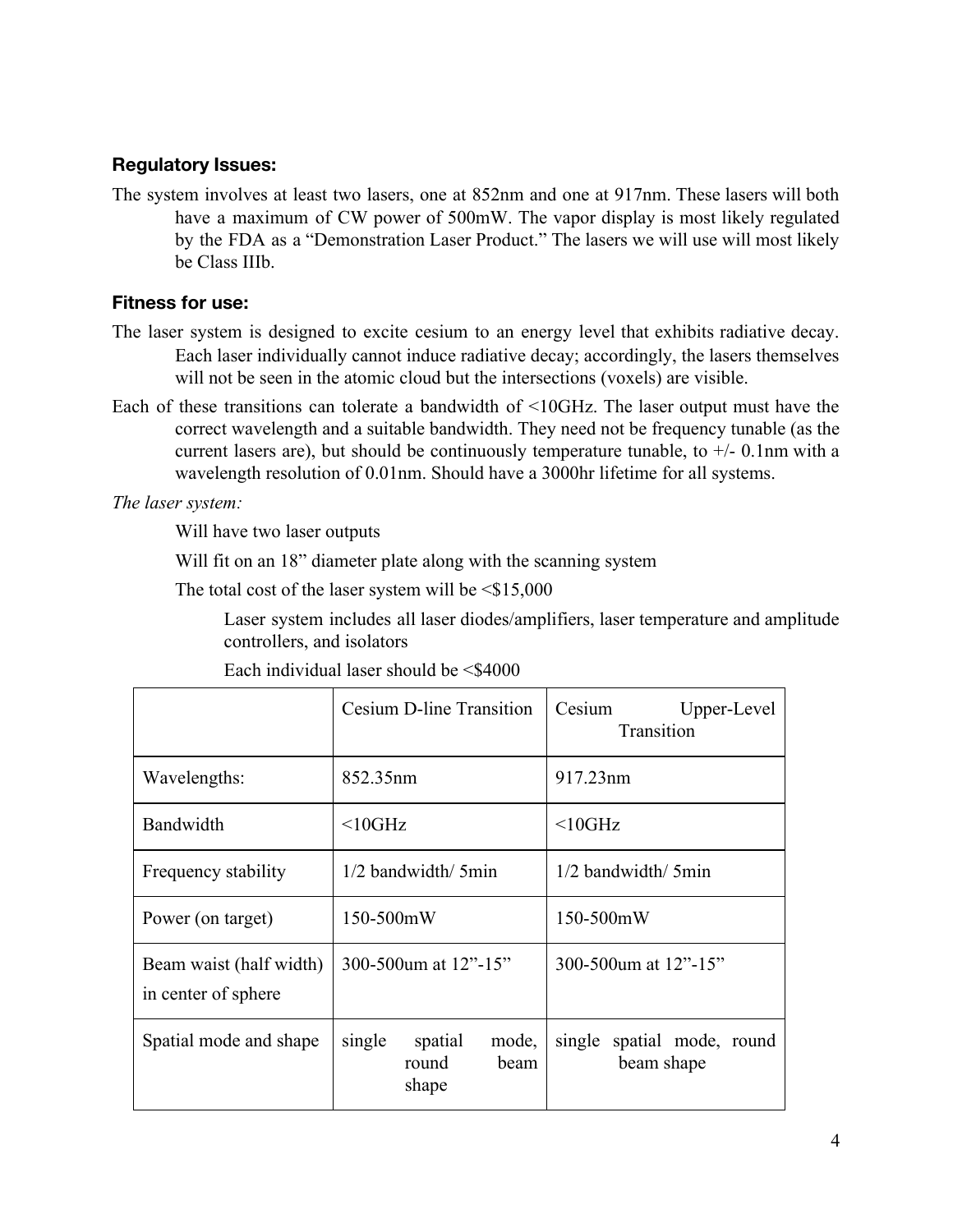### Regulatory Issues:

The system involves at least two lasers, one at 852nm and one at 917nm. These lasers will both have a maximum of CW power of 500mW. The vapor display is most likely regulated by the FDA as a "Demonstration Laser Product." The lasers we will use will most likely be Class IIIb.

### Fitness for use:

The laser system is designed to excite cesium to an energy level that exhibits radiative decay. Each laser individually cannot induce radiative decay; accordingly, the lasers themselves will not be seen in the atomic cloud but the intersections (voxels) are visible.

Each of these transitions can tolerate a bandwidth of <10GHz. The laser output must have the correct wavelength and a suitable bandwidth. They need not be frequency tunable (as the current lasers are), but should be continuously temperature tunable, to +/- 0.1nm with a wavelength resolution of 0.01nm. Should have a 3000hr lifetime for all systems.

*The laser system:*

Will have two laser outputs

Will fit on an 18" diameter plate along with the scanning system

The total cost of the laser system will be <$15,000

Laser system includes all laser diodes/amplifiers, laser temperature and amplitude controllers, and isolators

Each individual laser should be <$4000

| | Cesium D-line Transition | Cesium Upper-Level Transition |
|---|---|---|
| Wavelengths: | 852.35nm | 917.23nm |
| Bandwidth | <10GHz | <10GHz |
| Frequency stability | 1/2 bandwidth/ 5min | 1/2 bandwidth/ 5min |
| Power (on target) | 150-500mW | 150-500mW |
| Beam waist (half width) in center of sphere | 300-500um at 12"-15" | 300-500um at 12"-15" |
| Spatial mode and shape | single spatial mode, round beam shape | single spatial mode, round beam shape |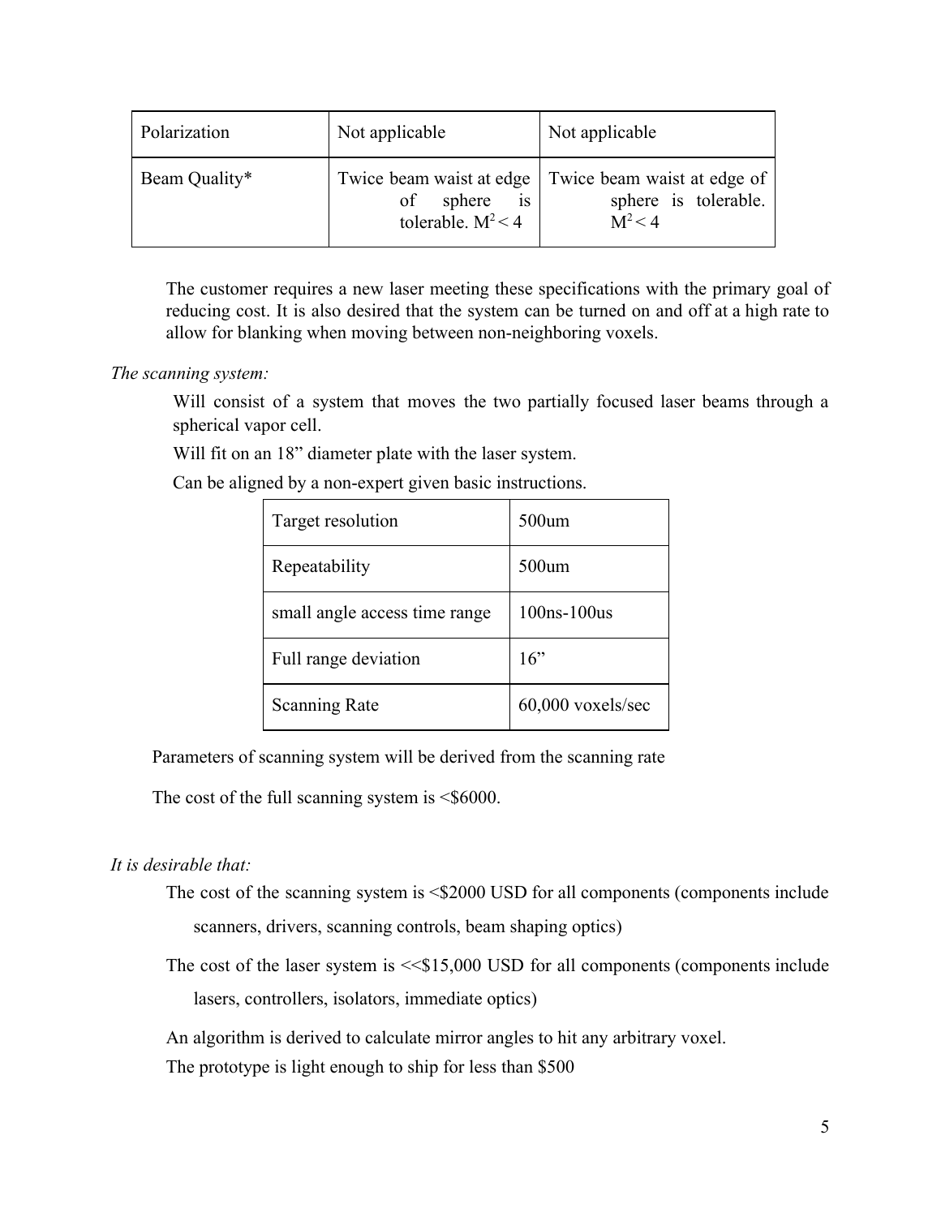| Polarization | Not applicable | Not applicable |
|---|---|---|
| Beam Quality* | Twice beam waist at edge of sphere is tolerable. $M^2 < 4$ | Twice beam waist at edge of sphere is tolerable. $M^2 < 4$ |

The customer requires a new laser meeting these specifications with the primary goal of reducing cost. It is also desired that the system can be turned on and off at a high rate to allow for blanking when moving between non-neighboring voxels.

*The scanning system:*

Will consist of a system that moves the two partially focused laser beams through a spherical vapor cell.

Will fit on an 18" diameter plate with the laser system.

Can be aligned by a non-expert given basic instructions.

| Target resolution | 500um |
|---|---|
| Repeatability | 500um |
| small angle access time range | 100ns-100us |
| Full range deviation | 16" |
| Scanning Rate | 60,000 voxels/sec |

Parameters of scanning system will be derived from the scanning rate

The cost of the full scanning system is <$6000.

*It is desirable that:*

The cost of the scanning system is <$2000 USD for all components (components include scanners, drivers, scanning controls, beam shaping optics)

The cost of the laser system is <<$15,000 USD for all components (components include lasers, controllers, isolators, immediate optics)

An algorithm is derived to calculate mirror angles to hit any arbitrary voxel.

The prototype is light enough to ship for less than $500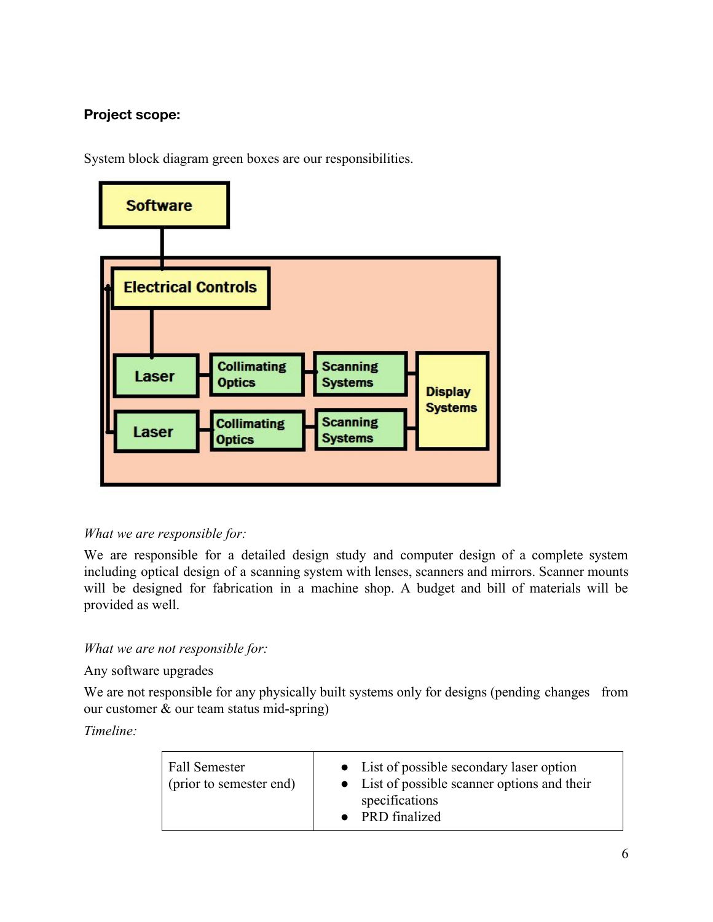**Project scope:**

System block diagram green boxes are our responsibilities.

*What we are responsible for:*

We are responsible for a detailed design study and computer design of a complete system including optical design of a scanning system with lenses, scanners and mirrors. Scanner mounts will be designed for fabrication in a machine shop. A budget and bill of materials will be provided as well.

*What we are not responsible for:*

Any software upgrades

We are not responsible for any physically built systems only for designs (pending changes from our customer & our team status mid-spring)

*Timeline:*

| | |
|---|---|
| Fall Semester<br>(prior to semester end) | • List of possible secondary laser option<br>• List of possible scanner options and their specifications<br>• PRD finalized |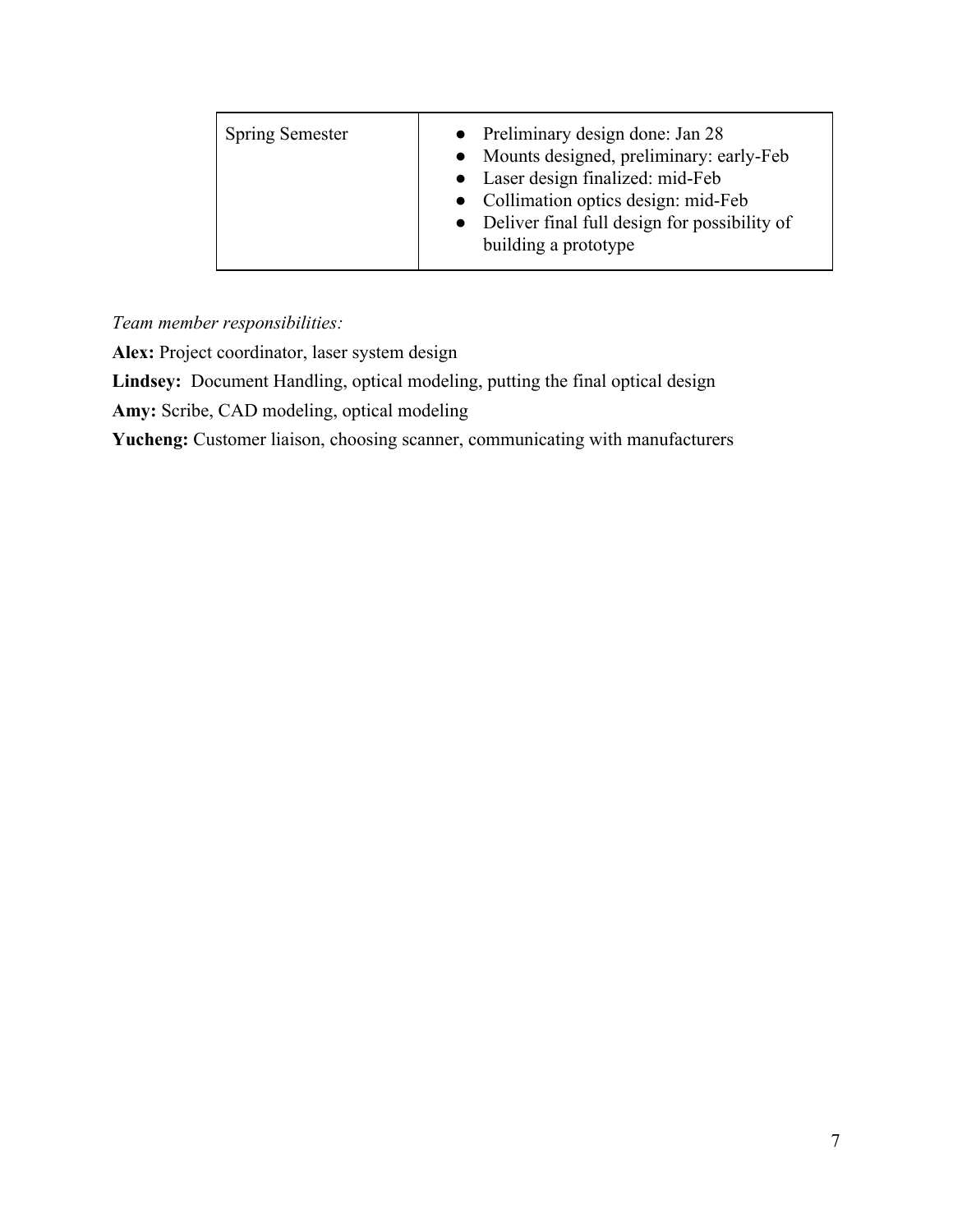| | |
|---|---|
| Spring Semester | • Preliminary design done: Jan 28<br>• Mounts designed, preliminary: early-Feb<br>• Laser design finalized: mid-Feb<br>• Collimation optics design: mid-Feb<br>• Deliver final full design for possibility of building a prototype |

*Team member responsibilities:*

**Alex:** Project coordinator, laser system design

**Lindsey:** Document Handling, optical modeling, putting the final optical design

**Amy:** Scribe, CAD modeling, optical modeling

**Yucheng:** Customer liaison, choosing scanner, communicating with manufacturers